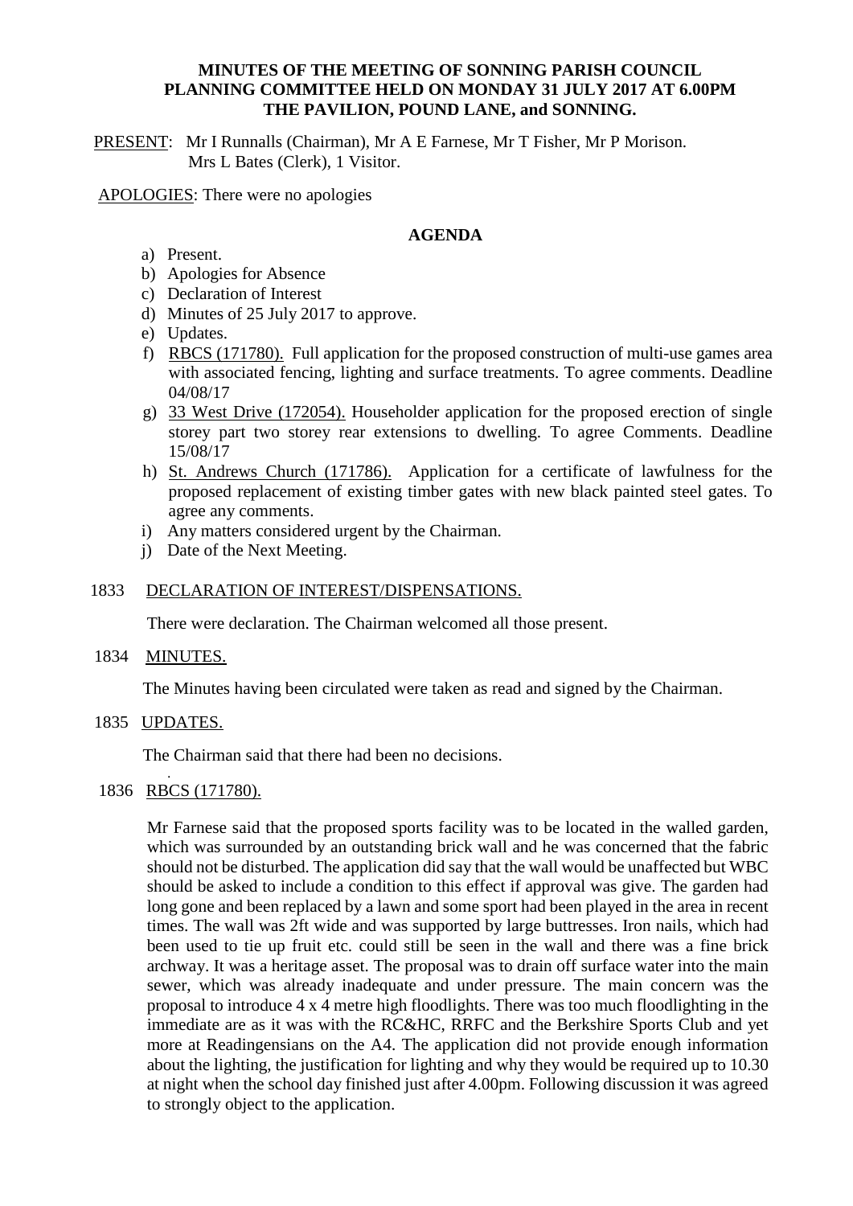# MINUTES OF THE MEETING OF SONNING PARISH COUNCIL PLANNING COMMITTEE HELD ON MONDAY 31 JULY 2017 AT 6.00PM THE PAVILION, POUND LANE, and SONNING.

PRESENT: Mr I Runnalls (Chairman), Mr A E Farnese, Mr T Fisher, Mr P Morison.
Mrs L Bates (Clerk), 1 Visitor.

APOLOGIES: There were no apologies

## AGENDA

a) Present.
b) Apologies for Absence
c) Declaration of Interest
d) Minutes of 25 July 2017 to approve.
e) Updates.
f) RBCS (171780). Full application for the proposed construction of multi-use games area with associated fencing, lighting and surface treatments. To agree comments. Deadline 04/08/17
g) 33 West Drive (172054). Householder application for the proposed erection of single storey part two storey rear extensions to dwelling. To agree Comments. Deadline 15/08/17
h) St. Andrews Church (171786). Application for a certificate of lawfulness for the proposed replacement of existing timber gates with new black painted steel gates. To agree any comments.
i) Any matters considered urgent by the Chairman.
j) Date of the Next Meeting.

1833 DECLARATION OF INTEREST/DISPENSATIONS.

There were declaration. The Chairman welcomed all those present.

1834 MINUTES.

The Minutes having been circulated were taken as read and signed by the Chairman.

1835 UPDATES.

The Chairman said that there had been no decisions.

1836 RBCS (171780).

Mr Farnese said that the proposed sports facility was to be located in the walled garden, which was surrounded by an outstanding brick wall and he was concerned that the fabric should not be disturbed. The application did say that the wall would be unaffected but WBC should be asked to include a condition to this effect if approval was give. The garden had long gone and been replaced by a lawn and some sport had been played in the area in recent times. The wall was 2ft wide and was supported by large buttresses. Iron nails, which had been used to tie up fruit etc. could still be seen in the wall and there was a fine brick archway. It was a heritage asset. The proposal was to drain off surface water into the main sewer, which was already inadequate and under pressure. The main concern was the proposal to introduce 4 x 4 metre high floodlights. There was too much floodlighting in the immediate are as it was with the RC&HC, RRFC and the Berkshire Sports Club and yet more at Readingensians on the A4. The application did not provide enough information about the lighting, the justification for lighting and why they would be required up to 10.30 at night when the school day finished just after 4.00pm. Following discussion it was agreed to strongly object to the application.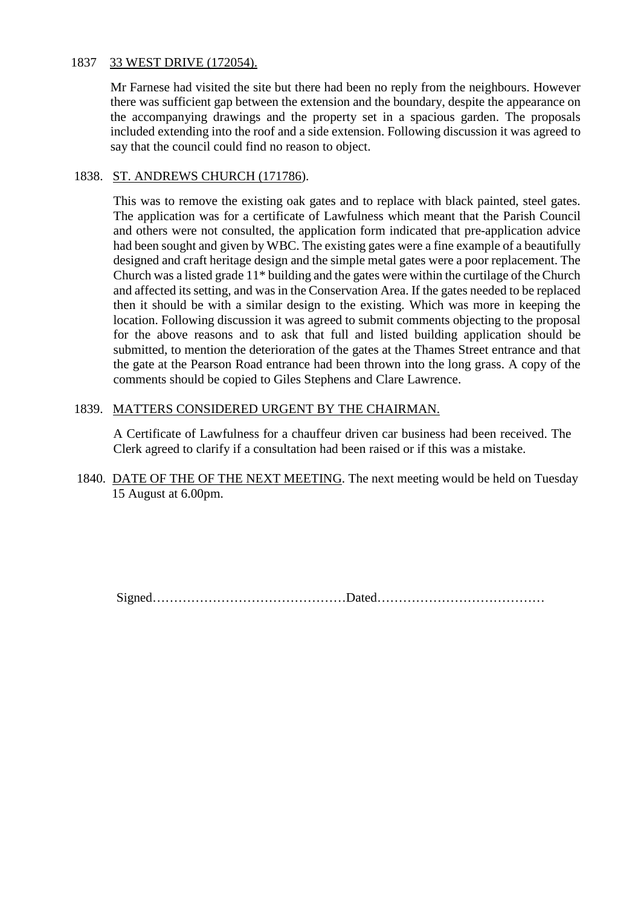1837 33 WEST DRIVE (172054).

Mr Farnese had visited the site but there had been no reply from the neighbours. However there was sufficient gap between the extension and the boundary, despite the appearance on the accompanying drawings and the property set in a spacious garden. The proposals included extending into the roof and a side extension. Following discussion it was agreed to say that the council could find no reason to object.

1838. ST. ANDREWS CHURCH (171786).

This was to remove the existing oak gates and to replace with black painted, steel gates. The application was for a certificate of Lawfulness which meant that the Parish Council and others were not consulted, the application form indicated that pre-application advice had been sought and given by WBC. The existing gates were a fine example of a beautifully designed and craft heritage design and the simple metal gates were a poor replacement. The Church was a listed grade 11* building and the gates were within the curtilage of the Church and affected its setting, and was in the Conservation Area. If the gates needed to be replaced then it should be with a similar design to the existing. Which was more in keeping the location. Following discussion it was agreed to submit comments objecting to the proposal for the above reasons and to ask that full and listed building application should be submitted, to mention the deterioration of the gates at the Thames Street entrance and that the gate at the Pearson Road entrance had been thrown into the long grass. A copy of the comments should be copied to Giles Stephens and Clare Lawrence.

1839. MATTERS CONSIDERED URGENT BY THE CHAIRMAN.

A Certificate of Lawfulness for a chauffeur driven car business had been received. The Clerk agreed to clarify if a consultation had been raised or if this was a mistake.

1840. DATE OF THE OF THE NEXT MEETING. The next meeting would be held on Tuesday 15 August at 6.00pm.

Signed………………………………………Dated…………………………………